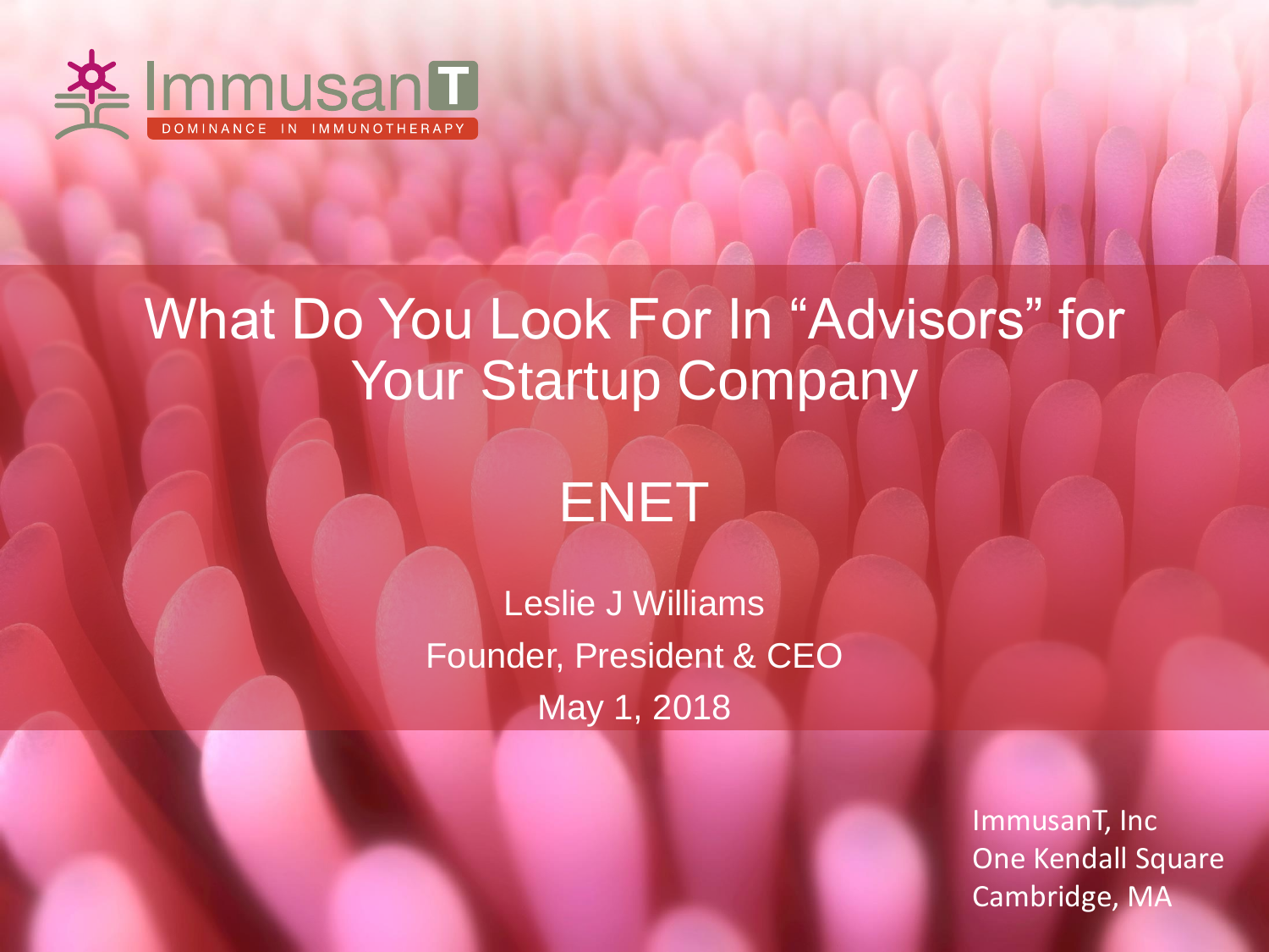ImmusanT
DOMINANCE IN IMMUNOTHERAPY

# What Do You Look For In “Advisors” for Your Startup Company

## ENET

Leslie J Williams

Founder, President & CEO

May 1, 2018

ImmusanT, Inc
One Kendall Square
Cambridge, MA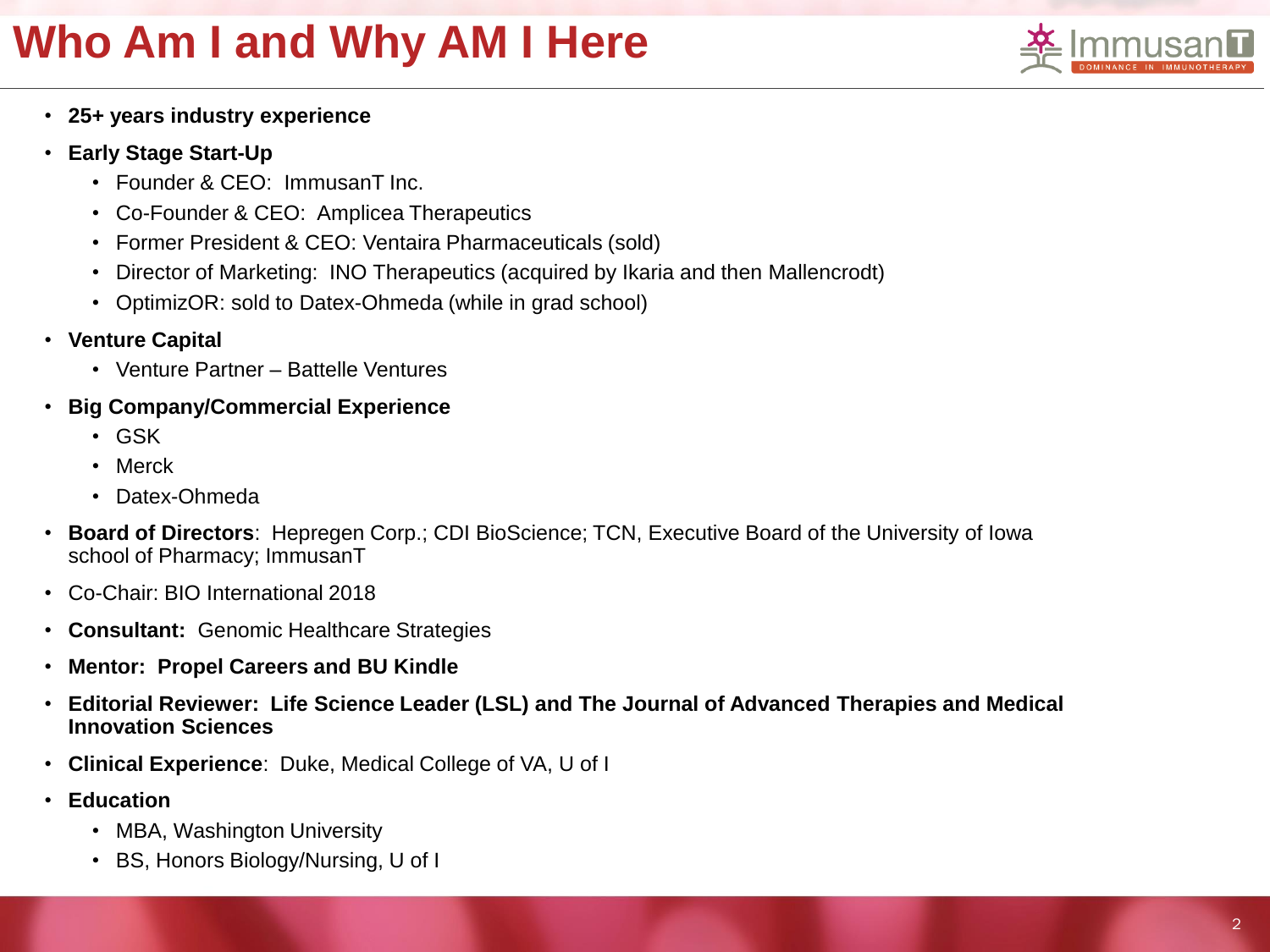# Who Am I and Why AM I Here

- **25+ years industry experience**
- **Early Stage Start-Up**
  - Founder & CEO: ImmusanT Inc.
  - Co-Founder & CEO: Amplicea Therapeutics
  - Former President & CEO: Ventaira Pharmaceuticals (sold)
  - Director of Marketing: INO Therapeutics (acquired by Ikaria and then Mallencrodt)
  - OptimizOR: sold to Datex-Ohmeda (while in grad school)
- **Venture Capital**
  - Venture Partner – Battelle Ventures
- **Big Company/Commercial Experience**
  - GSK
  - Merck
  - Datex-Ohmeda
- **Board of Directors**: Hepregen Corp.; CDI BioScience; TCN, Executive Board of the University of Iowa school of Pharmacy; ImmusanT
- Co-Chair: BIO International 2018
- **Consultant:** Genomic Healthcare Strategies
- **Mentor: Propel Careers and BU Kindle**
- **Editorial Reviewer: Life Science Leader (LSL) and The Journal of Advanced Therapies and Medical Innovation Sciences**
- **Clinical Experience**: Duke, Medical College of VA, U of I
- **Education**
  - MBA, Washington University
  - BS, Honors Biology/Nursing, U of I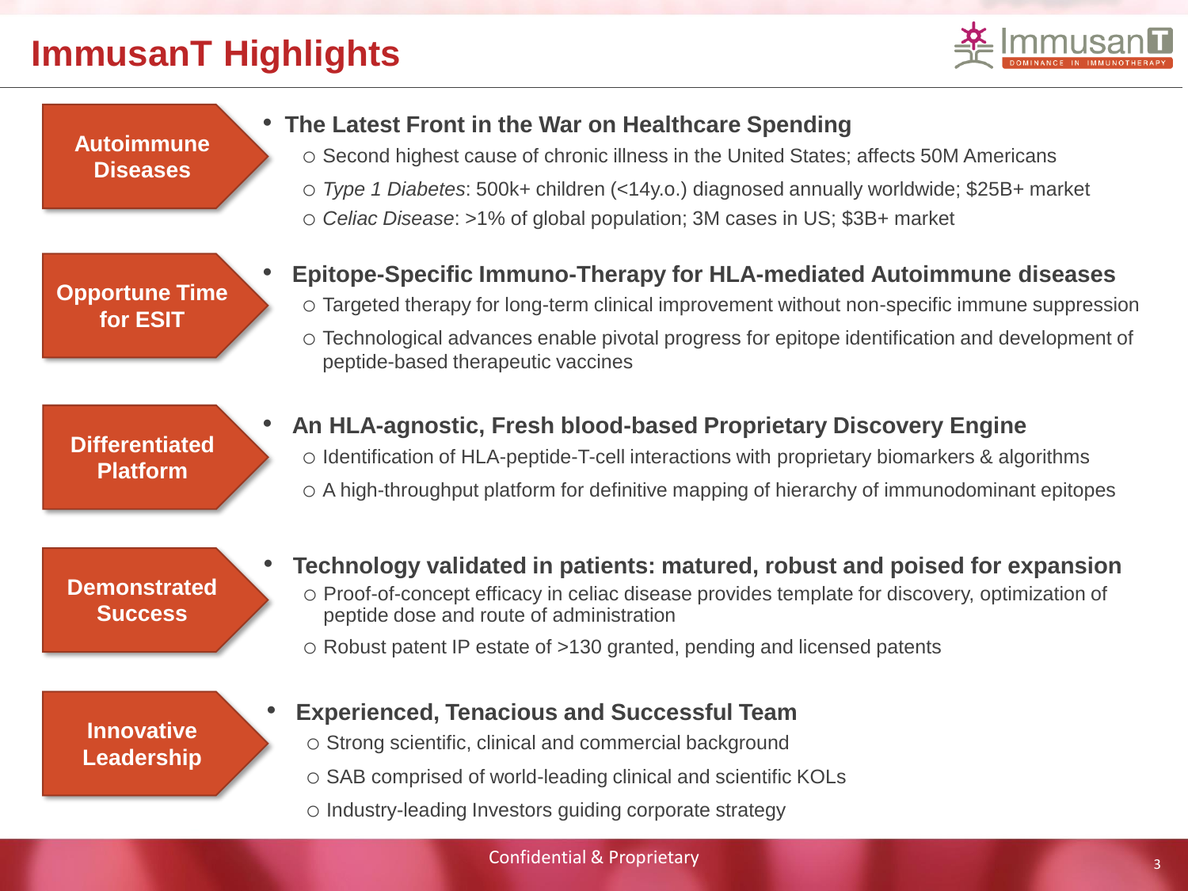# ImmusanT Highlights

## Autoimmune Diseases

- **The Latest Front in the War on Healthcare Spending**
  - Second highest cause of chronic illness in the United States; affects 50M Americans
  - *Type 1 Diabetes*: 500k+ children (<14y.o.) diagnosed annually worldwide; $25B+ market
  - *Celiac Disease*: >1% of global population; 3M cases in US; $3B+ market

## Opportune Time for ESIT

- **Epitope-Specific Immuno-Therapy for HLA-mediated Autoimmune diseases**
  - Targeted therapy for long-term clinical improvement without non-specific immune suppression
  - Technological advances enable pivotal progress for epitope identification and development of peptide-based therapeutic vaccines

## Differentiated Platform

- **An HLA-agnostic, Fresh blood-based Proprietary Discovery Engine**
  - Identification of HLA-peptide-T-cell interactions with proprietary biomarkers & algorithms
  - A high-throughput platform for definitive mapping of hierarchy of immunodominant epitopes

## Demonstrated Success

- **Technology validated in patients: matured, robust and poised for expansion**
  - Proof-of-concept efficacy in celiac disease provides template for discovery, optimization of peptide dose and route of administration
  - Robust patent IP estate of >130 granted, pending and licensed patents

## Innovative Leadership

- **Experienced, Tenacious and Successful Team**
  - Strong scientific, clinical and commercial background
  - SAB comprised of world-leading clinical and scientific KOLs
  - Industry-leading Investors guiding corporate strategy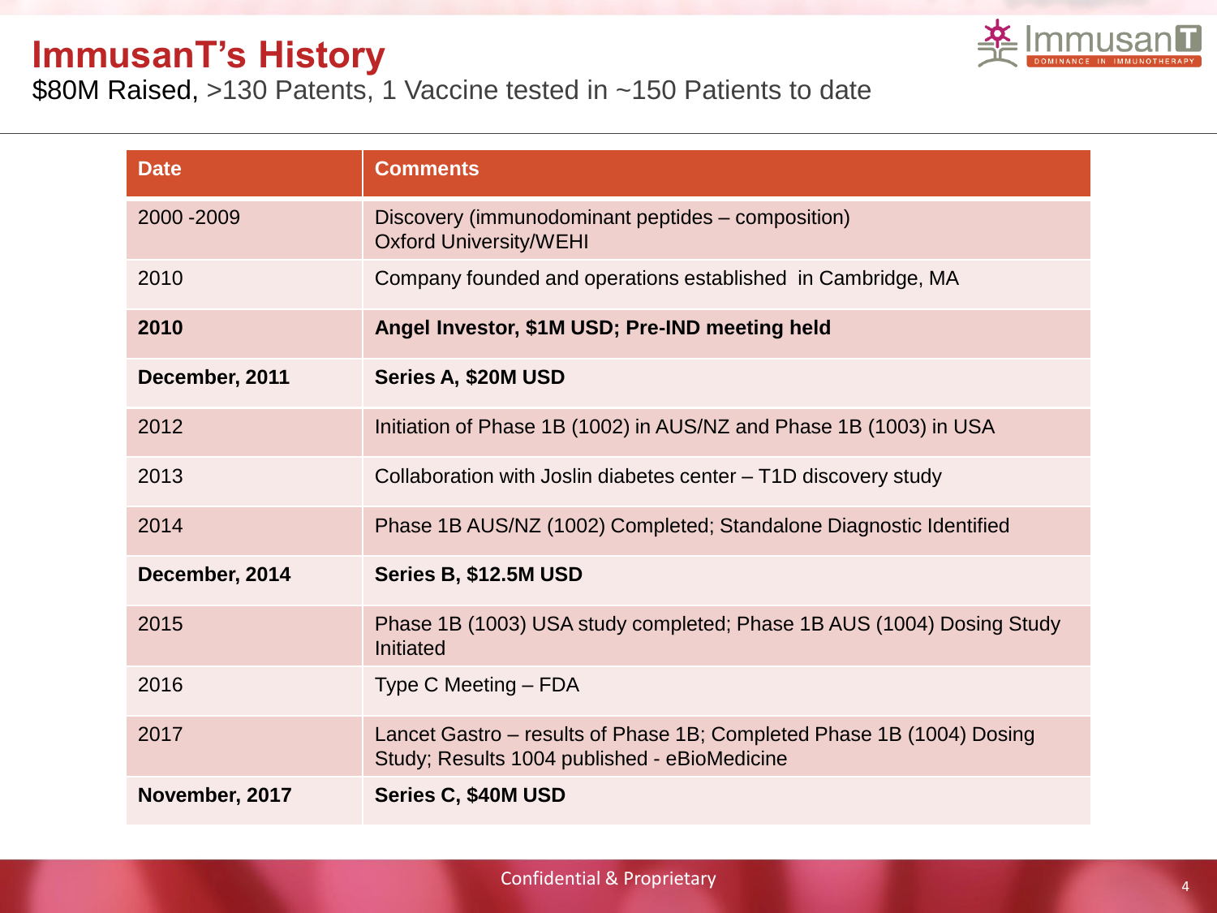# ImmusanT's History

$80M Raised, >130 Patents, 1 Vaccine tested in ~150 Patients to date

| Date | Comments |
| --- | --- |
| 2000 -2009 | Discovery (immunodominant peptides – composition)<br>Oxford University/WEHI |
| 2010 | Company founded and operations established in Cambridge, MA |
| **2010** | **Angel Investor, $1M USD; Pre-IND meeting held** |
| **December, 2011** | **Series A, $20M USD** |
| 2012 | Initiation of Phase 1B (1002) in AUS/NZ and Phase 1B (1003) in USA |
| 2013 | Collaboration with Joslin diabetes center – T1D discovery study |
| 2014 | Phase 1B AUS/NZ (1002) Completed; Standalone Diagnostic Identified |
| **December, 2014** | **Series B, $12.5M USD** |
| 2015 | Phase 1B (1003) USA study completed; Phase 1B AUS (1004) Dosing Study Initiated |
| 2016 | Type C Meeting – FDA |
| 2017 | Lancet Gastro – results of Phase 1B; Completed Phase 1B (1004) Dosing Study; Results 1004 published - eBioMedicine |
| **November, 2017** | **Series C, $40M USD** |

Confidential & Proprietary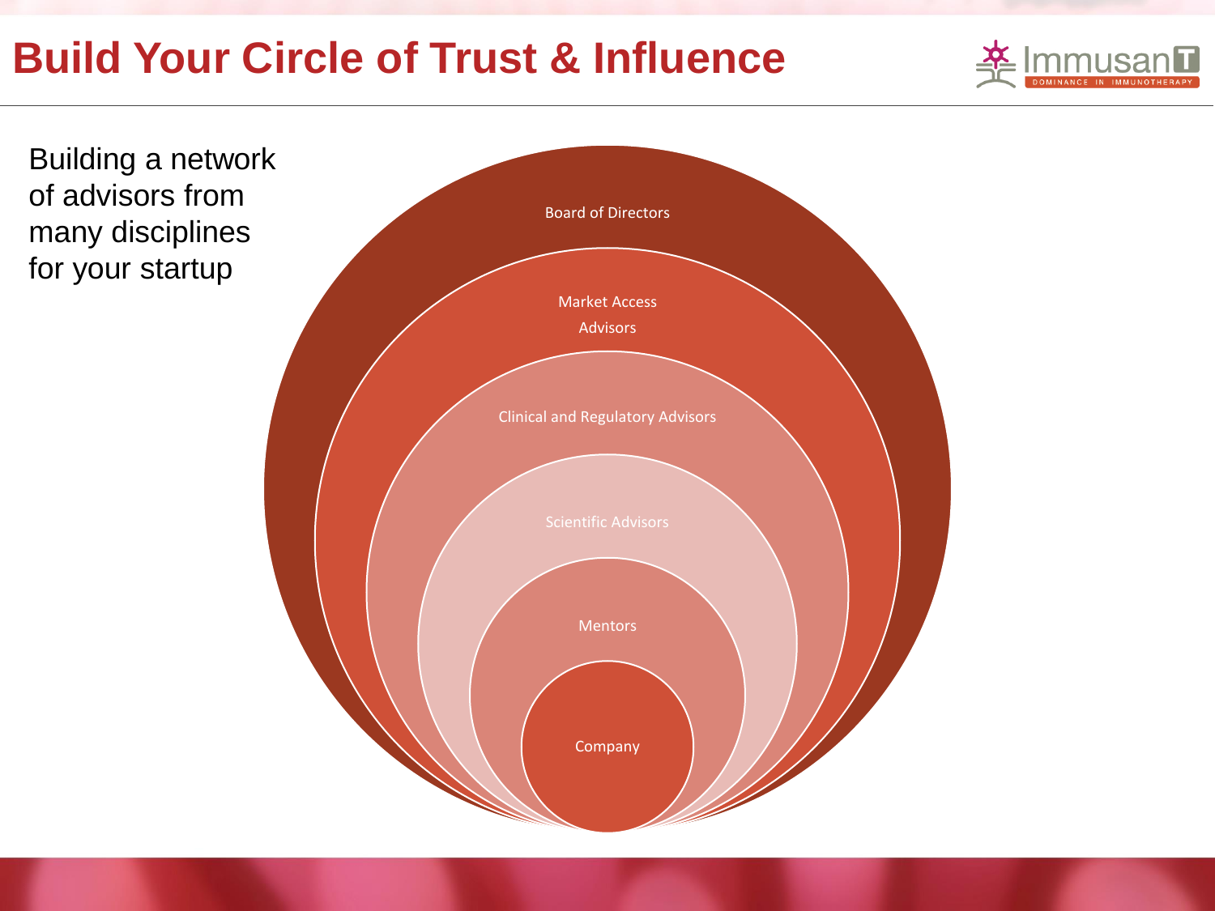# Build Your Circle of Trust & Influence

Building a network of advisors from many disciplines for your startup

Board of Directors

Market Access Advisors

Clinical and Regulatory Advisors

Scientific Advisors

Mentors

Company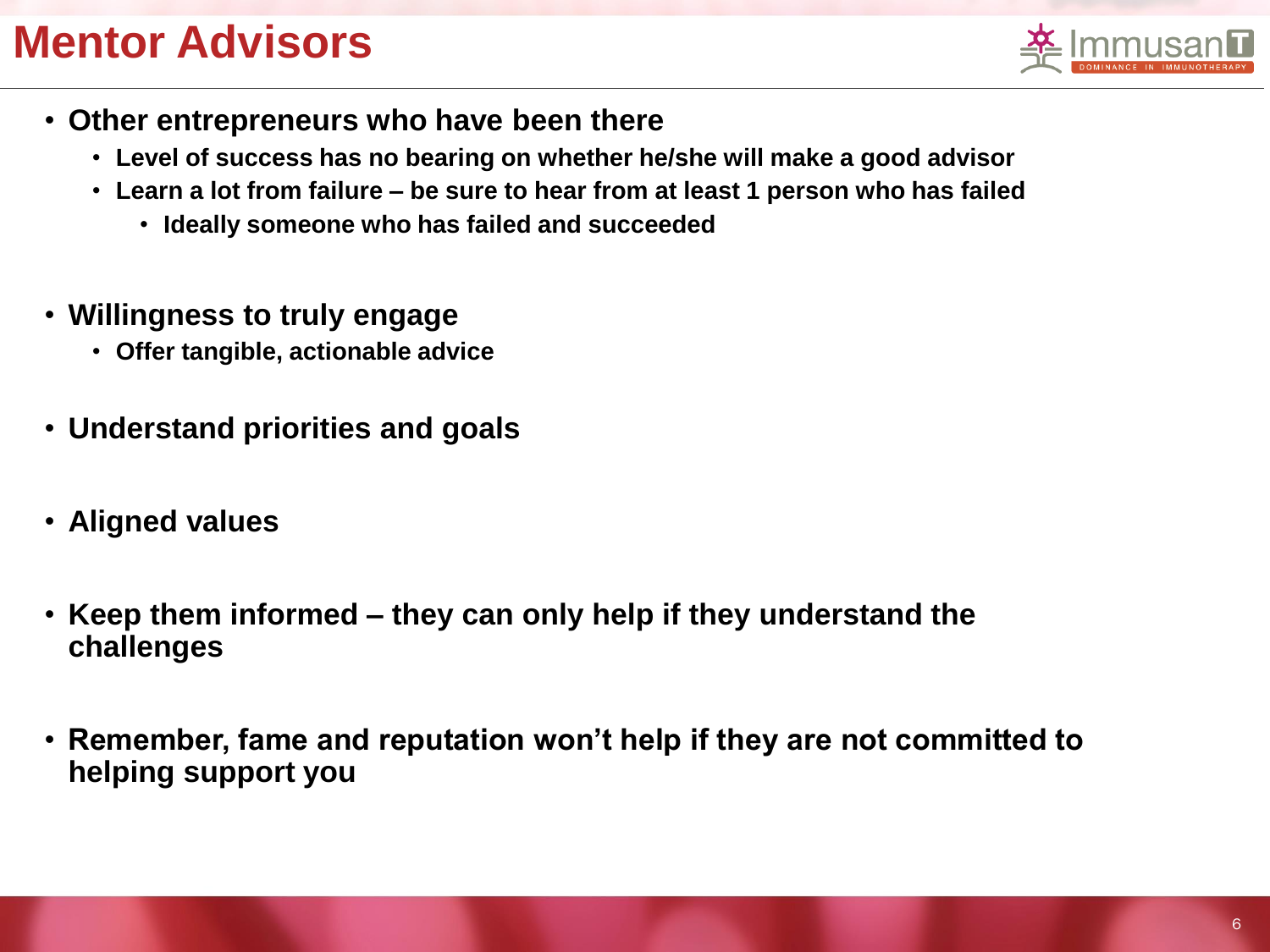# Mentor Advisors

- Other entrepreneurs who have been there
  - Level of success has no bearing on whether he/she will make a good advisor
  - Learn a lot from failure – be sure to hear from at least 1 person who has failed
    - Ideally someone who has failed and succeeded
- Willingness to truly engage
  - Offer tangible, actionable advice
- Understand priorities and goals
- Aligned values
- Keep them informed – they can only help if they understand the challenges
- Remember, fame and reputation won't help if they are not committed to helping support you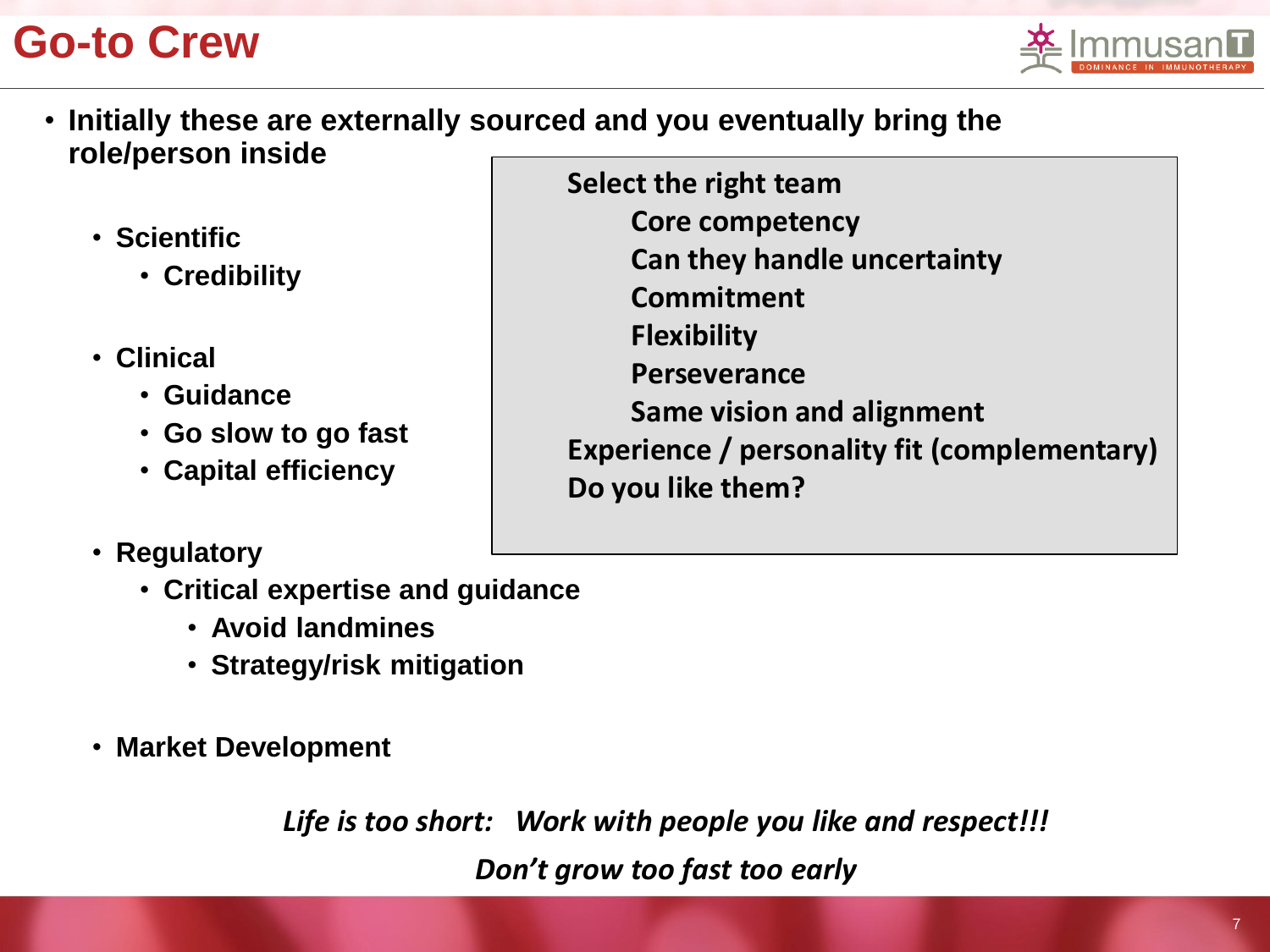# Go-to Crew

- Initially these are externally sourced and you eventually bring the role/person inside
  - Scientific
    - Credibility
  - Clinical
    - Guidance
    - Go slow to go fast
    - Capital efficiency
  - Regulatory
    - Critical expertise and guidance
      - Avoid landmines
      - Strategy/risk mitigation
  - Market Development

**Select the right team**

- **Core competency**
- **Can they handle uncertainty**
- **Commitment**
- **Flexibility**
- **Perseverance**
- **Same vision and alignment**

**Experience / personality fit (complementary)**

**Do you like them?**

***Life is too short: Work with people you like and respect!!!***

***Don't grow too fast too early***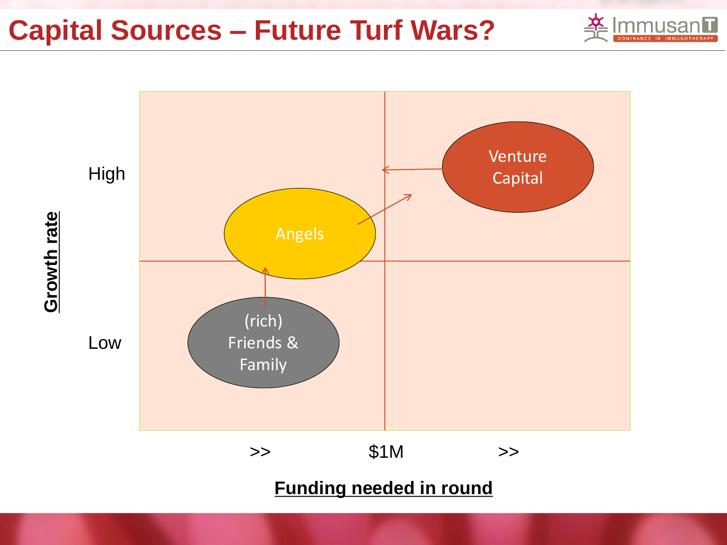# Capital Sources – Future Turf Wars?

Growth rate

High

Low

Venture Capital

Angels

(rich) Friends & Family

>> $1M >>

**Funding needed in round**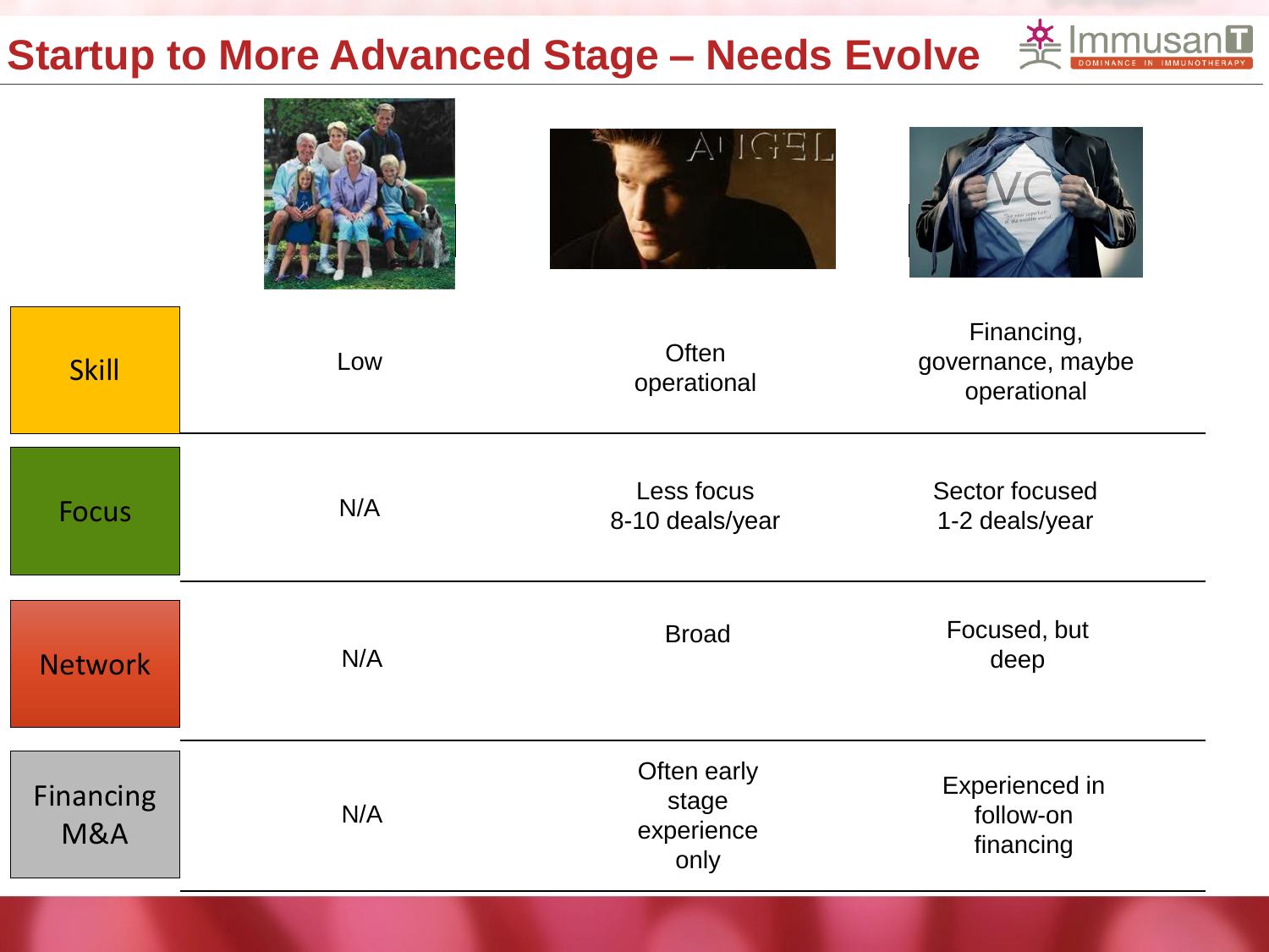# Startup to More Advanced Stage – Needs Evolve

| | Family | Angel | VC |
|---|---|---|---|
| Skill | Low | Often operational | Financing, governance, maybe operational |
| Focus | N/A | Less focus 8-10 deals/year | Sector focused 1-2 deals/year |
| Network | N/A | Broad | Focused, but deep |
| Financing M&A | N/A | Often early stage experience only | Experienced in follow-on financing |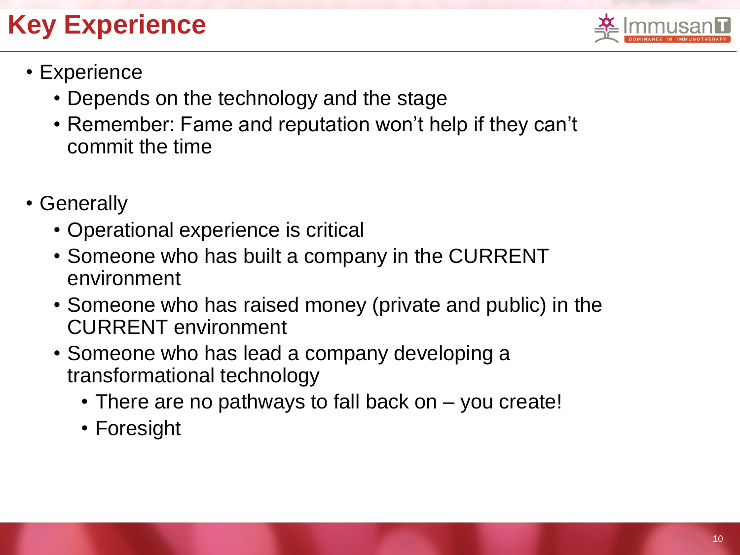# Key Experience

- Experience
  - Depends on the technology and the stage
  - Remember: Fame and reputation won't help if they can't commit the time

- Generally
  - Operational experience is critical
  - Someone who has built a company in the CURRENT environment
  - Someone who has raised money (private and public) in the CURRENT environment
  - Someone who has lead a company developing a transformational technology
    - There are no pathways to fall back on – you create!
    - Foresight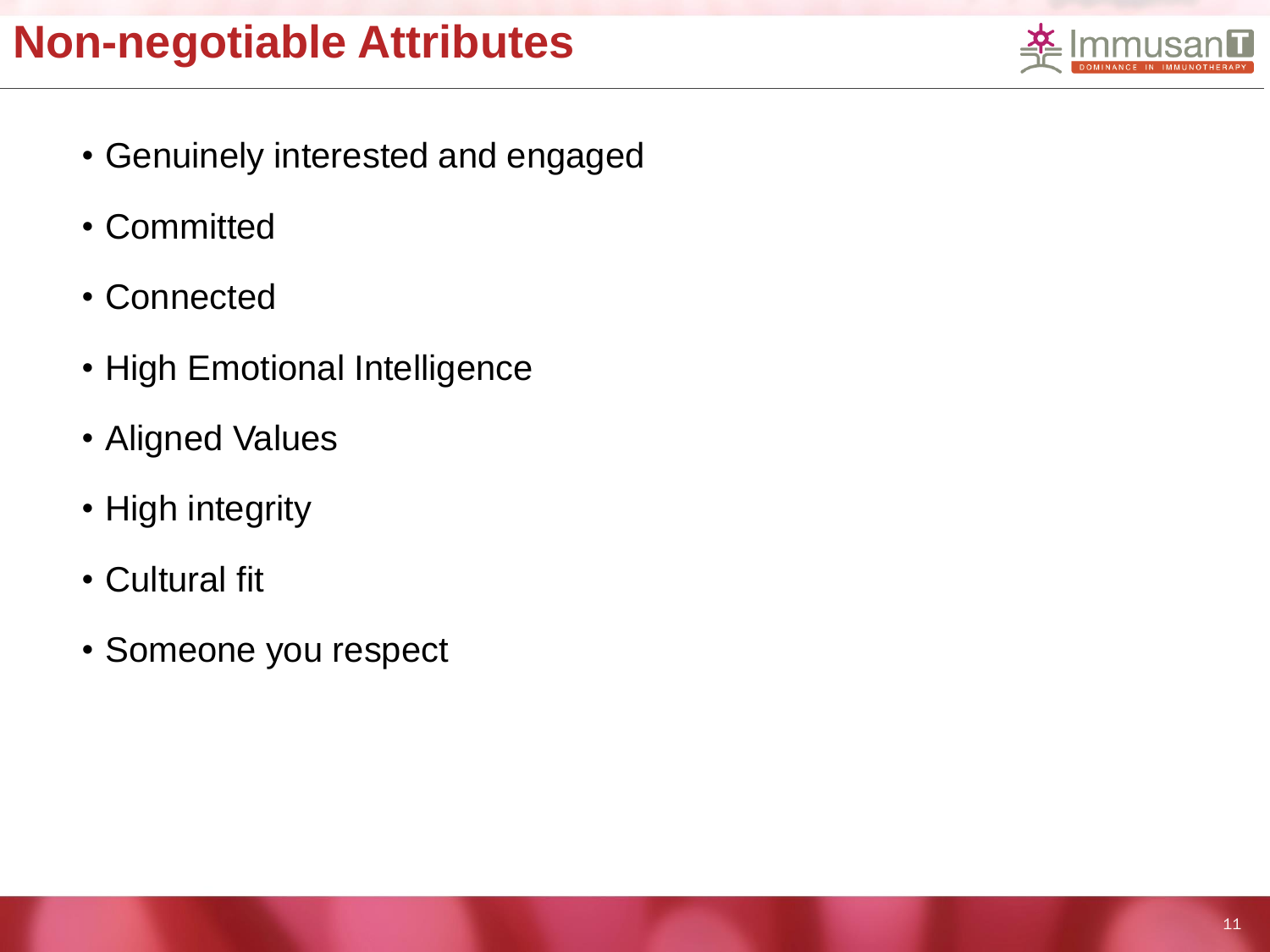# Non-negotiable Attributes

- Genuinely interested and engaged
- Committed
- Connected
- High Emotional Intelligence
- Aligned Values
- High integrity
- Cultural fit
- Someone you respect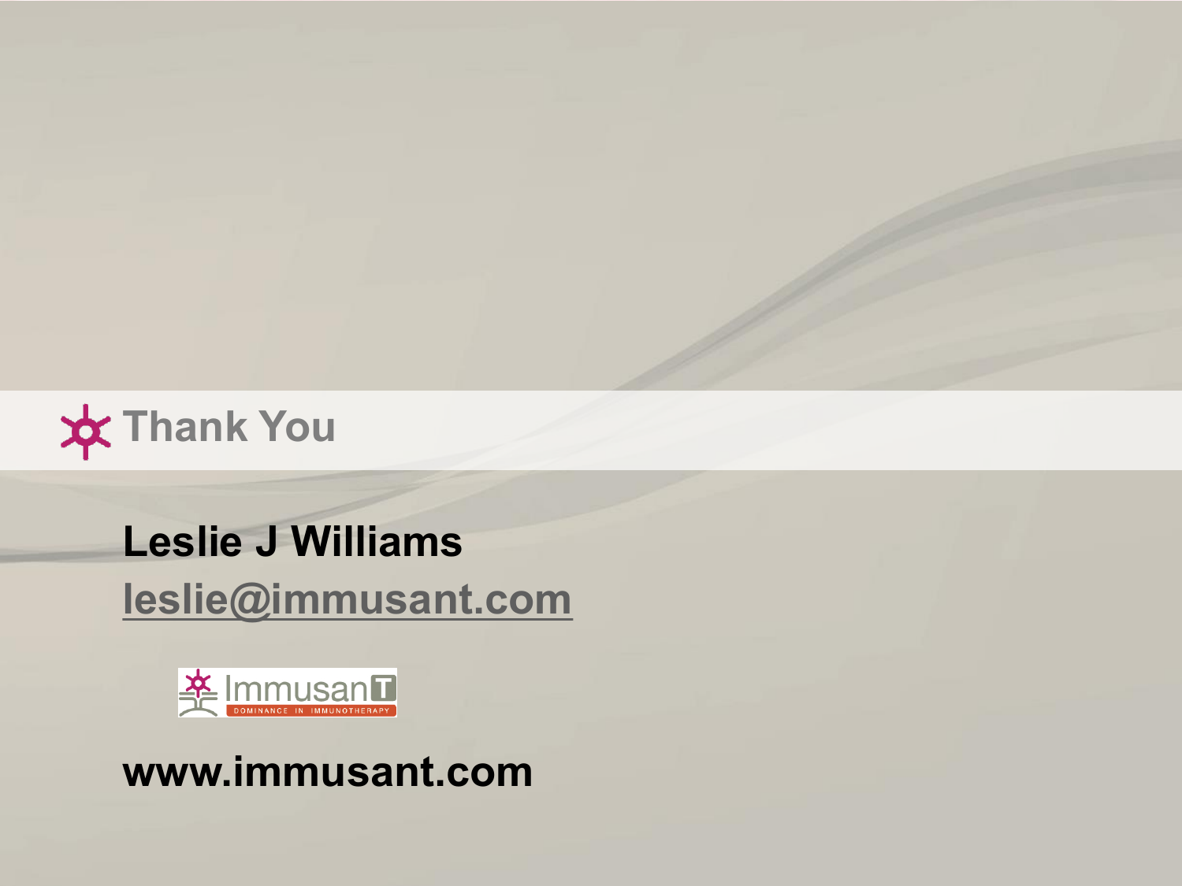# Thank You

**Leslie J Williams**

leslie@immusant.com

ImmusanT
DOMINANCE IN IMMUNOTHERAPY

**www.immusant.com**